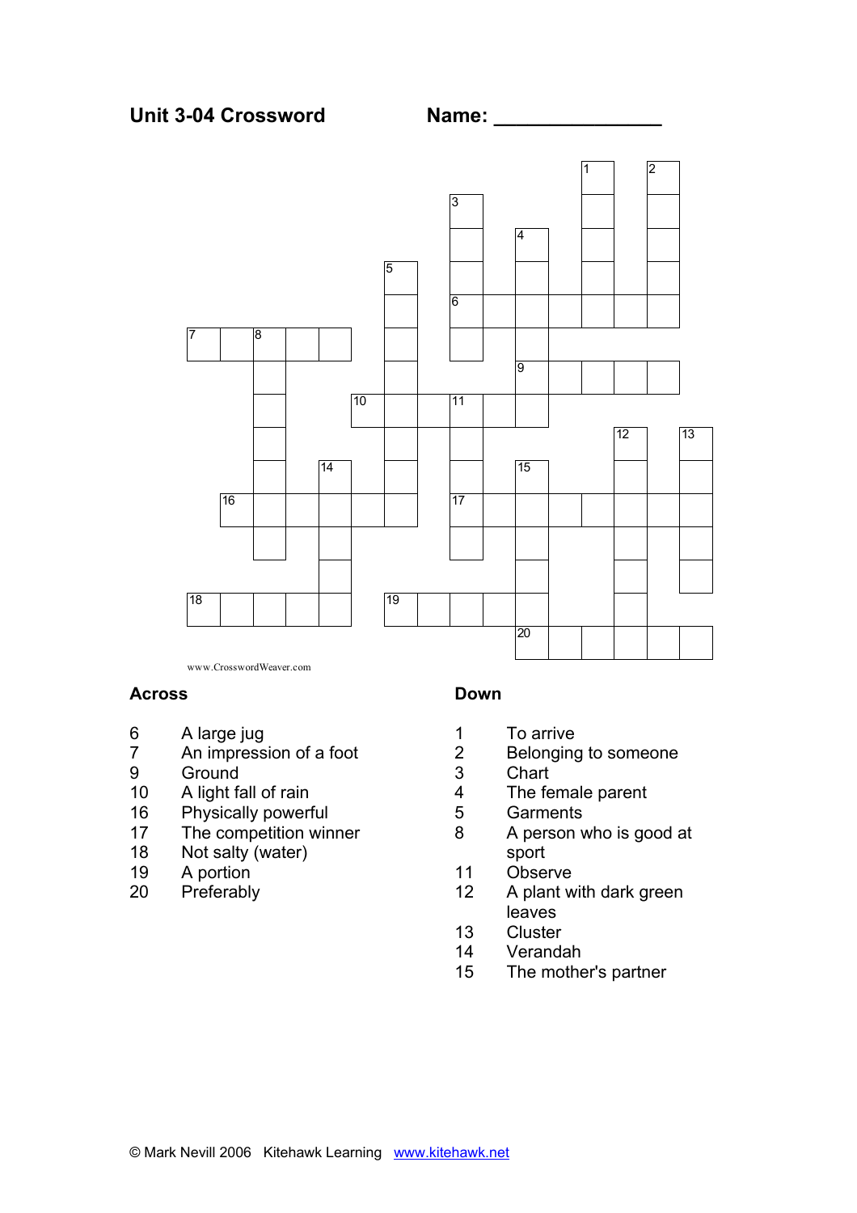## Unit 3-04 Crossword

**Name: _______________**

www.CrosswordWeaver.com

### Across

6 A large jug
7 An impression of a foot
9 Ground
10 A light fall of rain
16 Physically powerful
17 The competition winner
18 Not salty (water)
19 A portion
20 Preferably

### Down

1 To arrive
2 Belonging to someone
3 Chart
4 The female parent
5 Garments
8 A person who is good at sport
11 Observe
12 A plant with dark green leaves
13 Cluster
14 Verandah
15 The mother's partner

© Mark Nevill 2006 Kitehawk Learning www.kitehawk.net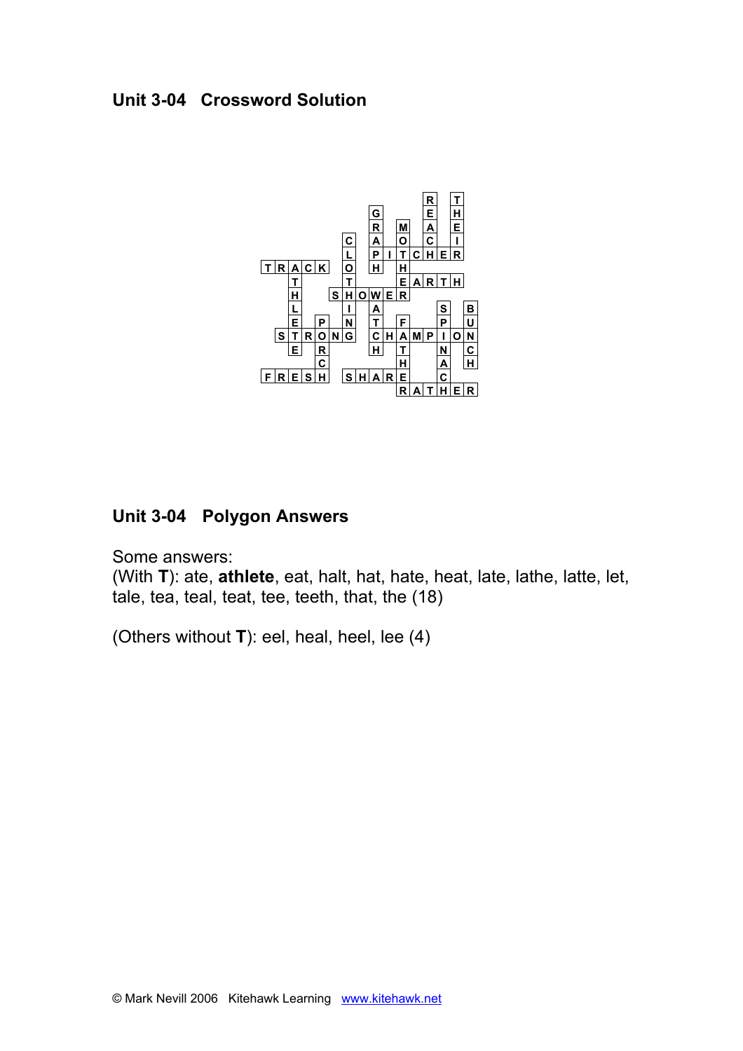## Unit 3-04 Crossword Solution

```
                        R   T
                G       E   H
                R   M   A   E
            C   A   O   C   I
            L   P I T C H E R
T R A C K   O   H   H
    T       T       E A R T H
    H     S H O W E R
    L       I   A         S   B
    E   P   N   T   F     P   U
  S T R O N G   C H A M P I O N
    E   R       H   T     N   C
        C           H     A   H
F R E S H   S H A R E     C
                    R A T H E R
```

## Unit 3-04 Polygon Answers

Some answers:
(With **T**): ate, **athlete**, eat, halt, hat, hate, heat, late, lathe, latte, let, tale, tea, teal, teat, tee, teeth, that, the (18)

(Others without **T**): eel, heal, heel, lee (4)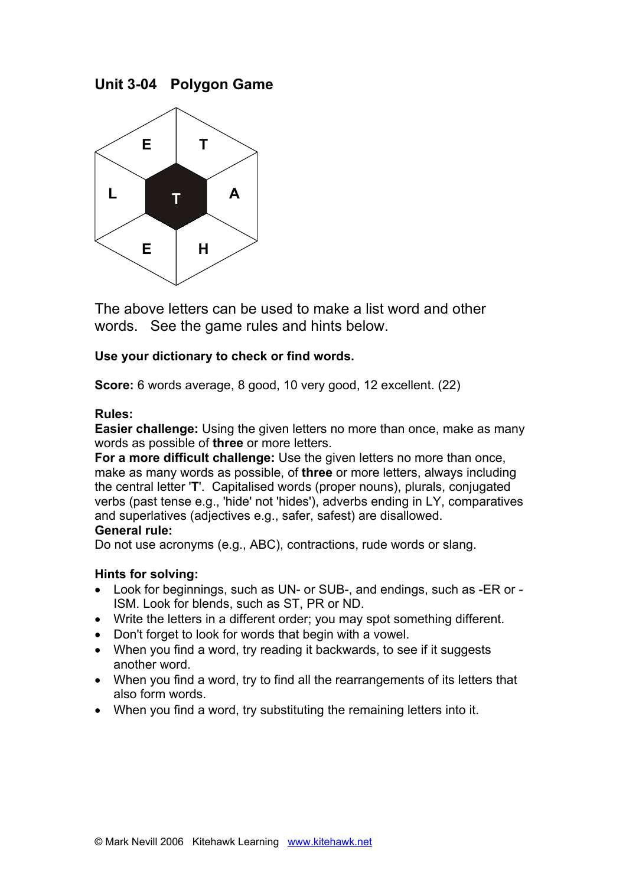## Unit 3-04 Polygon Game

E T
L T A
E H

The above letters can be used to make a list word and other words. See the game rules and hints below.

**Use your dictionary to check or find words.**

**Score:** 6 words average, 8 good, 10 very good, 12 excellent. (22)

**Rules:**
**Easier challenge:** Using the given letters no more than once, make as many words as possible of **three** or more letters.
**For a more difficult challenge:** Use the given letters no more than once, make as many words as possible, of **three** or more letters, always including the central letter '**T**'. Capitalised words (proper nouns), plurals, conjugated verbs (past tense e.g., 'hide' not 'hides'), adverbs ending in LY, comparatives and superlatives (adjectives e.g., safer, safest) are disallowed.
**General rule:**
Do not use acronyms (e.g., ABC), contractions, rude words or slang.

**Hints for solving:**

- Look for beginnings, such as UN- or SUB-, and endings, such as -ER or -ISM. Look for blends, such as ST, PR or ND.
- Write the letters in a different order; you may spot something different.
- Don't forget to look for words that begin with a vowel.
- When you find a word, try reading it backwards, to see if it suggests another word.
- When you find a word, try to find all the rearrangements of its letters that also form words.
- When you find a word, try substituting the remaining letters into it.

© Mark Nevill 2006 Kitehawk Learning www.kitehawk.net